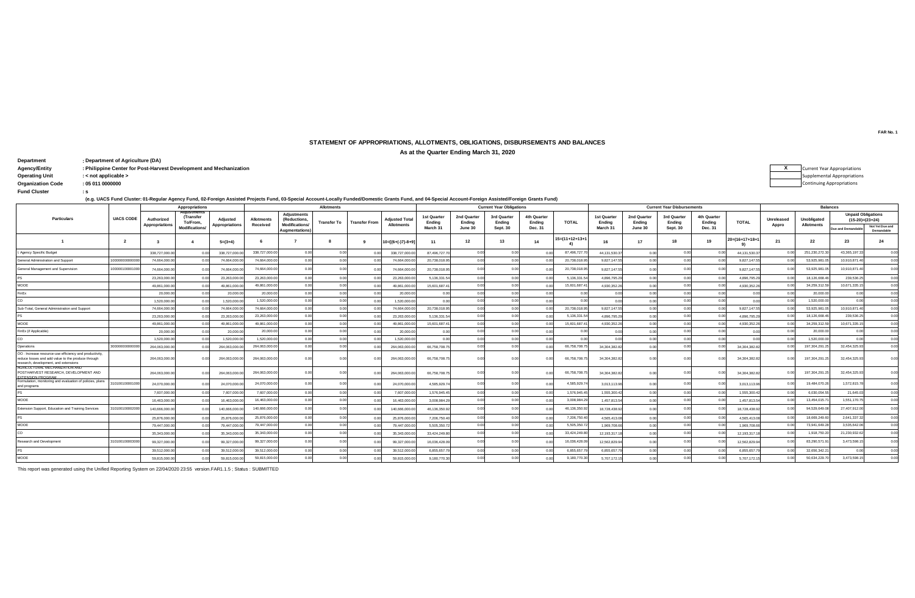FAR No. 1

# STATEMENT OF APPROPRIATIONS, ALLOTMENTS, OBLIGATIONS, DISBURSEMENTS AND BALANCES

## As at the Quarter Ending March 31, 2020

**Department** : Department of Agriculture (DA)

**Agency/Entity** : Philippine Center for Post-Harvest Development and Mechanization

**Operating Unit** : < not applicable >

**Organization Code** : 05 011 0000000

**Fund Cluster** : s

(e.g. UACS Fund Cluster: 01-Regular Agency Fund, 02-Foreign Assisted Projects Fund, 03-Special Account-Locally Funded/Domestic Grants Fund, and 04-Special Account-Foreign Assisted/Foreign Grants Fund)

| X | Current Year Appropriations |
|---|---|
| | Supplemental Appropriations |
| | Continuing Appropriations |

| Particulars | UACS CODE | Appropriations | | | Allotments | | | | | Current Year Obligations | | | | | Current Year Disbursements | | | | | Balances | | | |
|---|---|---|---|---|---|---|---|---|---|---|---|---|---|---|---|---|---|---|---|---|---|---|---|
| | | Authorized Appropriations | Adjustments (Transfer To/From, Modifications/ | Adjusted Appropriations | Allotments Received | Adjustments (Reductions, Modifications/ Augmentations) | Transfer To | Transfer From | Adjusted Total Allotments | 1st Quarter Ending March 31 | 2nd Quarter Ending June 30 | 3rd Quarter Ending Sept. 30 | 4th Quarter Ending Dec. 31 | TOTAL | 1st Quarter Ending March 31 | 2nd Quarter Ending June 30 | 3rd Quarter Ending Sept. 30 | 4th Quarter Ending Dec. 31 | TOTAL | Unreleased Appro | Unobligated Allotments | Unpaid Obligations (15-20)=(23+24) Due and Demandable | Unpaid Obligations (15-20)=(23+24) Not Yet Due and Demandable |
| 1 | 2 | 3 | 4 | 5=(3+4) | 6 | 7 | 8 | 9 | 10=[(6+(-)7)-8+9] | 11 | 12 | 13 | 14 | 15=(11+12+13+14) | 16 | 17 | 18 | 19 | 20=(16+17+18+19) | 21 | 22 | 23 | 24 |
| I. Agency Specific Budget | | 338,727,000.00 | 0.00 | 338,727,000.00 | 338,727,000.00 | 0.00 | 0.00 | 0.00 | 338,727,000.00 | 87,496,727.70 | 0.00 | 0.00 | 0.00 | 87,496,727.70 | 44,131,530.37 | 0.00 | 0.00 | 0.00 | 44,131,530.37 | 0.00 | 251,230,272.30 | 43,365,197.33 | 0.00 |
| General Administration and Support | 100000000000000 | 74,664,000.00 | 0.00 | 74,664,000.00 | 74,664,000.00 | 0.00 | 0.00 | 0.00 | 74,664,000.00 | 20,738,018.95 | 0.00 | 0.00 | 0.00 | 20,738,018.95 | 9,827,147.55 | 0.00 | 0.00 | 0.00 | 9,827,147.55 | 0.00 | 53,925,981.05 | 10,910,871.40 | 0.00 |
| General Management and Supervision | 100000100001000 | 74,664,000.00 | 0.00 | 74,664,000.00 | 74,664,000.00 | 0.00 | 0.00 | 0.00 | 74,664,000.00 | 20,738,018.95 | 0.00 | 0.00 | 0.00 | 20,738,018.95 | 9,827,147.55 | 0.00 | 0.00 | 0.00 | 9,827,147.55 | 0.00 | 53,925,981.05 | 10,910,871.40 | 0.00 |
| PS | | 23,263,000.00 | 0.00 | 23,263,000.00 | 23,263,000.00 | 0.00 | 0.00 | 0.00 | 23,263,000.00 | 5,136,331.54 | 0.00 | 0.00 | 0.00 | 5,136,331.54 | 4,896,795.29 | 0.00 | 0.00 | 0.00 | 4,896,795.29 | 0.00 | 18,126,668.46 | 239,536.25 | 0.00 |
| MOOE | | 49,861,000.00 | 0.00 | 49,861,000.00 | 49,861,000.00 | 0.00 | 0.00 | 0.00 | 49,861,000.00 | 15,601,687.41 | 0.00 | 0.00 | 0.00 | 15,601,687.41 | 4,930,352.26 | 0.00 | 0.00 | 0.00 | 4,930,352.26 | 0.00 | 34,259,312.59 | 10,671,335.15 | 0.00 |
| FinEx | | 20,000.00 | 0.00 | 20,000.00 | 20,000.00 | 0.00 | 0.00 | 0.00 | 20,000.00 | 0.00 | 0.00 | 0.00 | 0.00 | 0.00 | 0.00 | 0.00 | 0.00 | 0.00 | 0.00 | 0.00 | 20,000.00 | 0.00 | 0.00 |
| CO | | 1,520,000.00 | 0.00 | 1,520,000.00 | 1,520,000.00 | 0.00 | 0.00 | 0.00 | 1,520,000.00 | 0.00 | 0.00 | 0.00 | 0.00 | 0.00 | 0.00 | 0.00 | 0.00 | 0.00 | 0.00 | 0.00 | 1,520,000.00 | 0.00 | 0.00 |
| Sub-Total, General Administration and Support | | 74,664,000.00 | 0.00 | 74,664,000.00 | 74,664,000.00 | 0.00 | 0.00 | 0.00 | 74,664,000.00 | 20,738,018.95 | 0.00 | 0.00 | 0.00 | 20,738,018.95 | 9,827,147.55 | 0.00 | 0.00 | 0.00 | 9,827,147.55 | 0.00 | 53,925,981.05 | 10,910,871.40 | 0.00 |
| PS | | 23,263,000.00 | 0.00 | 23,263,000.00 | 23,263,000.00 | 0.00 | 0.00 | 0.00 | 23,263,000.00 | 5,136,331.54 | 0.00 | 0.00 | 0.00 | 5,136,331.54 | 4,896,795.29 | 0.00 | 0.00 | 0.00 | 4,896,795.29 | 0.00 | 18,126,668.46 | 239,536.25 | 0.00 |
| MOOE | | 49,861,000.00 | 0.00 | 49,861,000.00 | 49,861,000.00 | 0.00 | 0.00 | 0.00 | 49,861,000.00 | 15,601,687.41 | 0.00 | 0.00 | 0.00 | 15,601,687.41 | 4,930,352.26 | 0.00 | 0.00 | 0.00 | 4,930,352.26 | 0.00 | 34,259,312.59 | 10,671,335.15 | 0.00 |
| FinEx (if Applicable) | | 20,000.00 | 0.00 | 20,000.00 | 20,000.00 | 0.00 | 0.00 | 0.00 | 20,000.00 | 0.00 | 0.00 | 0.00 | 0.00 | 0.00 | 0.00 | 0.00 | 0.00 | 0.00 | 0.00 | 0.00 | 20,000.00 | 0.00 | 0.00 |
| CO | | 1,520,000.00 | 0.00 | 1,520,000.00 | 1,520,000.00 | 0.00 | 0.00 | 0.00 | 1,520,000.00 | 0.00 | 0.00 | 0.00 | 0.00 | 0.00 | 0.00 | 0.00 | 0.00 | 0.00 | 0.00 | 0.00 | 1,520,000.00 | 0.00 | 0.00 |
| Operations | 300000000000000 | 264,063,000.00 | 0.00 | 264,063,000.00 | 264,063,000.00 | 0.00 | 0.00 | 0.00 | 264,063,000.00 | 66,758,708.75 | 0.00 | 0.00 | 0.00 | 66,758,708.75 | 34,304,382.82 | 0.00 | 0.00 | 0.00 | 34,304,382.82 | 0.00 | 197,304,291.25 | 32,454,325.93 | 0.00 |
| OO : Increase resource-use efficiency and productivity, reduce losses and add value to the produce through research, development, and extensions | | 264,063,000.00 | 0.00 | 264,063,000.00 | 264,063,000.00 | 0.00 | 0.00 | 0.00 | 264,063,000.00 | 66,758,708.75 | 0.00 | 0.00 | 0.00 | 66,758,708.75 | 34,304,382.82 | 0.00 | 0.00 | 0.00 | 34,304,382.82 | 0.00 | 197,304,291.25 | 32,454,325.93 | 0.00 |
| AGRICULTURAL MECHANIZATION AND POSTHARVEST RESEARCH, DEVELOPMENT AND EXTENSION PROGRAM | | 264,063,000.00 | 0.00 | 264,063,000.00 | 264,063,000.00 | 0.00 | 0.00 | 0.00 | 264,063,000.00 | 66,758,708.75 | 0.00 | 0.00 | 0.00 | 66,758,708.75 | 34,304,382.82 | 0.00 | 0.00 | 0.00 | 34,304,382.82 | 0.00 | 197,304,291.25 | 32,454,325.93 | 0.00 |
| Formulation, monitoring and evaluation of policies, plans and programs | 310100100001000 | 24,070,000.00 | 0.00 | 24,070,000.00 | 24,070,000.00 | 0.00 | 0.00 | 0.00 | 24,070,000.00 | 4,585,929.74 | 0.00 | 0.00 | 0.00 | 4,585,929.74 | 3,013,113.96 | 0.00 | 0.00 | 0.00 | 3,013,113.96 | 0.00 | 19,484,070.26 | 1,572,815.78 | 0.00 |
| PS | | 7,607,000.00 | 0.00 | 7,607,000.00 | 7,607,000.00 | 0.00 | 0.00 | 0.00 | 7,607,000.00 | 1,576,945.45 | 0.00 | 0.00 | 0.00 | 1,576,945.45 | 1,555,300.42 | 0.00 | 0.00 | 0.00 | 1,555,300.42 | 0.00 | 6,030,054.55 | 21,645.03 | 0.00 |
| MOOE | | 16,463,000.00 | 0.00 | 16,463,000.00 | 16,463,000.00 | 0.00 | 0.00 | 0.00 | 16,463,000.00 | 3,008,984.29 | 0.00 | 0.00 | 0.00 | 3,008,984.29 | 1,457,813.54 | 0.00 | 0.00 | 0.00 | 1,457,813.54 | 0.00 | 13,454,015.71 | 1,551,170.75 | 0.00 |
| Extension Support, Education and Training Services | 310100100002000 | 140,666,000.00 | 0.00 | 140,666,000.00 | 140,666,000.00 | 0.00 | 0.00 | 0.00 | 140,666,000.00 | 46,136,350.92 | 0.00 | 0.00 | 0.00 | 46,136,350.92 | 18,728,438.92 | 0.00 | 0.00 | 0.00 | 18,728,438.92 | 0.00 | 94,529,649.08 | 27,407,912.00 | 0.00 |
| PS | | 25,876,000.00 | 0.00 | 25,876,000.00 | 25,876,000.00 | 0.00 | 0.00 | 0.00 | 25,876,000.00 | 7,206,750.40 | 0.00 | 0.00 | 0.00 | 7,206,750.40 | 4,565,413.08 | 0.00 | 0.00 | 0.00 | 4,565,413.08 | 0.00 | 18,669,249.60 | 2,641,337.32 | 0.00 |
| MOOE | | 79,447,000.00 | 0.00 | 79,447,000.00 | 79,447,000.00 | 0.00 | 0.00 | 0.00 | 79,447,000.00 | 5,505,350.72 | 0.00 | 0.00 | 0.00 | 5,505,350.72 | 1,969,708.66 | 0.00 | 0.00 | 0.00 | 1,969,708.66 | 0.00 | 73,941,649.28 | 3,535,642.06 | 0.00 |
| CO | | 35,343,000.00 | 0.00 | 35,343,000.00 | 35,343,000.00 | 0.00 | 0.00 | 0.00 | 35,343,000.00 | 33,424,249.80 | 0.00 | 0.00 | 0.00 | 33,424,249.80 | 12,193,317.18 | 0.00 | 0.00 | 0.00 | 12,193,317.18 | 0.00 | 1,918,750.20 | 21,230,932.62 | 0.00 |
| Research and Development | 310100100003000 | 99,327,000.00 | 0.00 | 99,327,000.00 | 99,327,000.00 | 0.00 | 0.00 | 0.00 | 99,327,000.00 | 16,036,428.09 | 0.00 | 0.00 | 0.00 | 16,036,428.09 | 12,562,829.94 | 0.00 | 0.00 | 0.00 | 12,562,829.94 | 0.00 | 83,290,571.91 | 3,473,598.15 | 0.00 |
| PS | | 39,512,000.00 | 0.00 | 39,512,000.00 | 39,512,000.00 | 0.00 | 0.00 | 0.00 | 39,512,000.00 | 6,855,657.79 | 0.00 | 0.00 | 0.00 | 6,855,657.79 | 6,855,657.79 | 0.00 | 0.00 | 0.00 | 6,855,657.79 | 0.00 | 32,656,342.21 | 0.00 | 0.00 |
| MOOE | | 59,815,000.00 | 0.00 | 59,815,000.00 | 59,815,000.00 | 0.00 | 0.00 | 0.00 | 59,815,000.00 | 9,180,770.30 | 0.00 | 0.00 | 0.00 | 9,180,770.30 | 5,707,172.15 | 0.00 | 0.00 | 0.00 | 5,707,172.15 | 0.00 | 50,634,229.70 | 3,473,598.15 | 0.00 |

This report was generated using the Unified Reporting System on 22/04/2020 23:55 version.FAR1.1.5 ; Status : SUBMITTED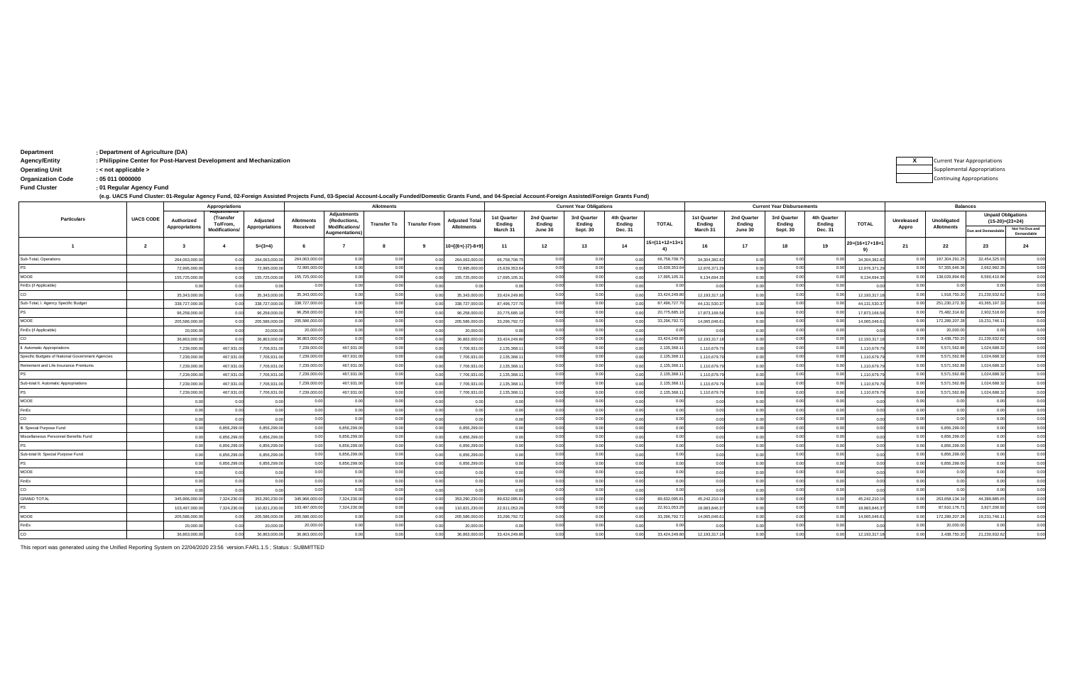**Department** : Department of Agriculture (DA)
**Agency/Entity** : Philippine Center for Post-Harvest Development and Mechanization
**Operating Unit** : < not applicable >
**Organization Code** : 05 011 0000000
**Fund Cluster** : 01 Regular Agency Fund

(e.g. UACS Fund Cluster: 01-Regular Agency Fund, 02-Foreign Assisted Projects Fund, 03-Special Account-Locally Funded/Domestic Grants Fund, and 04-Special Account-Foreign Assisted/Foreign Grants Fund)

| X | Current Year Appropriations |
|---|---|
| | Supplemental Appropriations |
| | Continuing Appropriations |

| Particulars | UACS CODE | Appropriations | | | Allotments | | | | | Current Year Obligations | | | | | Current Year Disbursements | | | | | Balances | | | |
|---|---|---|---|---|---|---|---|---|---|---|---|---|---|---|---|---|---|---|---|---|---|---|---|
| | | Authorized Appropriations | Adjustments (Transfer To/From, Modifications/ | Adjusted Appropriations | Allotments Received | Adjustments (Reductions, Modifications/ Augmentations) | Transfer To | Transfer From | Adjusted Total Allotments | 1st Quarter Ending March 31 | 2nd Quarter Ending June 30 | 3rd Quarter Ending Sept. 30 | 4th Quarter Ending Dec. 31 | TOTAL | 1st Quarter Ending March 31 | 2nd Quarter Ending June 30 | 3rd Quarter Ending Sept. 30 | 4th Quarter Ending Dec. 31 | TOTAL | Unreleased Appro | Unobligated Allotments | Unpaid Obligations (15-20)=(23+24) | |
| | | | | | | | | | | | | | | | | | | | | | | Due and Demandable | Not Yet Due and Demandable |
| 1 | 2 | 3 | 4 | 5=(3+4) | 6 | 7 | 8 | 9 | 10=[{6+(-)7}-8+9] | 11 | 12 | 13 | 14 | 15=(11+12+13+14) | 16 | 17 | 18 | 19 | 20=(16+17+18+19) | 21 | 22 | 23 | 24 |
| Sub-Total, Operations | | 264,063,000.00 | 0.00 | 264,063,000.00 | 264,063,000.00 | 0.00 | 0.00 | 0.00 | 264,063,000.00 | 66,758,708.75 | 0.00 | 0.00 | 0.00 | 66,758,708.75 | 34,304,382.82 | 0.00 | 0.00 | 0.00 | 34,304,382.82 | 0.00 | 197,304,291.25 | 32,454,325.93 | 0.00 |
| PS | | 72,995,000.00 | 0.00 | 72,995,000.00 | 72,995,000.00 | 0.00 | 0.00 | 0.00 | 72,995,000.00 | 15,639,353.64 | 0.00 | 0.00 | 0.00 | 15,639,353.64 | 12,976,371.29 | 0.00 | 0.00 | 0.00 | 12,976,371.29 | 0.00 | 57,355,646.36 | 2,662,982.35 | 0.00 |
| MOOE | | 155,725,000.00 | 0.00 | 155,725,000.00 | 155,725,000.00 | 0.00 | 0.00 | 0.00 | 155,725,000.00 | 17,695,105.31 | 0.00 | 0.00 | 0.00 | 17,695,105.31 | 9,134,694.35 | 0.00 | 0.00 | 0.00 | 9,134,694.35 | 0.00 | 138,029,894.69 | 8,560,410.96 | 0.00 |
| FinEx (if Applicable) | | 0.00 | 0.00 | 0.00 | 0.00 | 0.00 | 0.00 | 0.00 | 0.00 | 0.00 | 0.00 | 0.00 | 0.00 | 0.00 | 0.00 | 0.00 | 0.00 | 0.00 | 0.00 | 0.00 | 0.00 | 0.00 | 0.00 |
| CO | | 35,343,000.00 | 0.00 | 35,343,000.00 | 35,343,000.00 | 0.00 | 0.00 | 0.00 | 35,343,000.00 | 33,424,249.80 | 0.00 | 0.00 | 0.00 | 33,424,249.80 | 12,193,317.18 | 0.00 | 0.00 | 0.00 | 12,193,317.18 | 0.00 | 1,918,750.20 | 21,230,932.62 | 0.00 |
| Sub-Total, I. Agency Specific Budget | | 338,727,000.00 | 0.00 | 338,727,000.00 | 338,727,000.00 | 0.00 | 0.00 | 0.00 | 338,727,000.00 | 87,496,727.70 | 0.00 | 0.00 | 0.00 | 87,496,727.70 | 44,131,530.37 | 0.00 | 0.00 | 0.00 | 44,131,530.37 | 0.00 | 251,230,272.30 | 43,365,197.33 | 0.00 |
| PS | | 96,258,000.00 | 0.00 | 96,258,000.00 | 96,258,000.00 | 0.00 | 0.00 | 0.00 | 96,258,000.00 | 20,775,685.18 | 0.00 | 0.00 | 0.00 | 20,775,685.18 | 17,873,166.58 | 0.00 | 0.00 | 0.00 | 17,873,166.58 | 0.00 | 75,482,314.82 | 2,902,518.60 | 0.00 |
| MOOE | | 205,586,000.00 | 0.00 | 205,586,000.00 | 205,586,000.00 | 0.00 | 0.00 | 0.00 | 205,586,000.00 | 33,296,792.72 | 0.00 | 0.00 | 0.00 | 33,296,792.72 | 14,065,046.61 | 0.00 | 0.00 | 0.00 | 14,065,046.61 | 0.00 | 172,289,207.28 | 19,231,746.11 | 0.00 |
| FinEx (if Applicable) | | 20,000.00 | 0.00 | 20,000.00 | 20,000.00 | 0.00 | 0.00 | 0.00 | 20,000.00 | 0.00 | 0.00 | 0.00 | 0.00 | 0.00 | 0.00 | 0.00 | 0.00 | 0.00 | 0.00 | 0.00 | 20,000.00 | 0.00 | 0.00 |
| CO | | 36,863,000.00 | 0.00 | 36,863,000.00 | 36,863,000.00 | 0.00 | 0.00 | 0.00 | 36,863,000.00 | 33,424,249.80 | 0.00 | 0.00 | 0.00 | 33,424,249.80 | 12,193,317.18 | 0.00 | 0.00 | 0.00 | 12,193,317.18 | 0.00 | 3,438,750.20 | 21,230,932.62 | 0.00 |
| II. Automatic Appropriations | | 7,239,000.00 | 467,931.00 | 7,706,931.00 | 7,239,000.00 | 467,931.00 | 0.00 | 0.00 | 7,706,931.00 | 2,135,368.11 | 0.00 | 0.00 | 0.00 | 2,135,368.11 | 1,110,679.79 | 0.00 | 0.00 | 0.00 | 1,110,679.79 | 0.00 | 5,571,562.89 | 1,024,688.32 | 0.00 |
| Specific Budgets of National Government Agencies | | 7,239,000.00 | 467,931.00 | 7,706,931.00 | 7,239,000.00 | 467,931.00 | 0.00 | 0.00 | 7,706,931.00 | 2,135,368.11 | 0.00 | 0.00 | 0.00 | 2,135,368.11 | 1,110,679.79 | 0.00 | 0.00 | 0.00 | 1,110,679.79 | 0.00 | 5,571,562.89 | 1,024,688.32 | 0.00 |
| Retirement and Life Insurance Premiums | | 7,239,000.00 | 467,931.00 | 7,706,931.00 | 7,239,000.00 | 467,931.00 | 0.00 | 0.00 | 7,706,931.00 | 2,135,368.11 | 0.00 | 0.00 | 0.00 | 2,135,368.11 | 1,110,679.79 | 0.00 | 0.00 | 0.00 | 1,110,679.79 | 0.00 | 5,571,562.89 | 1,024,688.32 | 0.00 |
| PS | | 7,239,000.00 | 467,931.00 | 7,706,931.00 | 7,239,000.00 | 467,931.00 | 0.00 | 0.00 | 7,706,931.00 | 2,135,368.11 | 0.00 | 0.00 | 0.00 | 2,135,368.11 | 1,110,679.79 | 0.00 | 0.00 | 0.00 | 1,110,679.79 | 0.00 | 5,571,562.89 | 1,024,688.32 | 0.00 |
| Sub-total II. Automatic Appropriations | | 7,239,000.00 | 467,931.00 | 7,706,931.00 | 7,239,000.00 | 467,931.00 | 0.00 | 0.00 | 7,706,931.00 | 2,135,368.11 | 0.00 | 0.00 | 0.00 | 2,135,368.11 | 1,110,679.79 | 0.00 | 0.00 | 0.00 | 1,110,679.79 | 0.00 | 5,571,562.89 | 1,024,688.32 | 0.00 |
| PS | | 7,239,000.00 | 467,931.00 | 7,706,931.00 | 7,239,000.00 | 467,931.00 | 0.00 | 0.00 | 7,706,931.00 | 2,135,368.11 | 0.00 | 0.00 | 0.00 | 2,135,368.11 | 1,110,679.79 | 0.00 | 0.00 | 0.00 | 1,110,679.79 | 0.00 | 5,571,562.89 | 1,024,688.32 | 0.00 |
| MOOE | | 0.00 | 0.00 | 0.00 | 0.00 | 0.00 | 0.00 | 0.00 | 0.00 | 0.00 | 0.00 | 0.00 | 0.00 | 0.00 | 0.00 | 0.00 | 0.00 | 0.00 | 0.00 | 0.00 | 0.00 | 0.00 | 0.00 |
| FinEx | | 0.00 | 0.00 | 0.00 | 0.00 | 0.00 | 0.00 | 0.00 | 0.00 | 0.00 | 0.00 | 0.00 | 0.00 | 0.00 | 0.00 | 0.00 | 0.00 | 0.00 | 0.00 | 0.00 | 0.00 | 0.00 | 0.00 |
| CO | | 0.00 | 0.00 | 0.00 | 0.00 | 0.00 | 0.00 | 0.00 | 0.00 | 0.00 | 0.00 | 0.00 | 0.00 | 0.00 | 0.00 | 0.00 | 0.00 | 0.00 | 0.00 | 0.00 | 0.00 | 0.00 | 0.00 |
| III. Special Purpose Fund | | 0.00 | 6,856,299.00 | 6,856,299.00 | 0.00 | 6,856,299.00 | 0.00 | 0.00 | 6,856,299.00 | 0.00 | 0.00 | 0.00 | 0.00 | 0.00 | 0.00 | 0.00 | 0.00 | 0.00 | 0.00 | 0.00 | 6,856,299.00 | 0.00 | 0.00 |
| Miscellaneous Personnel Benefits Fund | | 0.00 | 6,856,299.00 | 6,856,299.00 | 0.00 | 6,856,299.00 | 0.00 | 0.00 | 6,856,299.00 | 0.00 | 0.00 | 0.00 | 0.00 | 0.00 | 0.00 | 0.00 | 0.00 | 0.00 | 0.00 | 0.00 | 6,856,299.00 | 0.00 | 0.00 |
| PS | | 0.00 | 6,856,299.00 | 6,856,299.00 | 0.00 | 6,856,299.00 | 0.00 | 0.00 | 6,856,299.00 | 0.00 | 0.00 | 0.00 | 0.00 | 0.00 | 0.00 | 0.00 | 0.00 | 0.00 | 0.00 | 0.00 | 6,856,299.00 | 0.00 | 0.00 |
| Sub-total III. Special Purpose Fund | | 0.00 | 6,856,299.00 | 6,856,299.00 | 0.00 | 6,856,299.00 | 0.00 | 0.00 | 6,856,299.00 | 0.00 | 0.00 | 0.00 | 0.00 | 0.00 | 0.00 | 0.00 | 0.00 | 0.00 | 0.00 | 0.00 | 6,856,299.00 | 0.00 | 0.00 |
| PS | | 0.00 | 6,856,299.00 | 6,856,299.00 | 0.00 | 6,856,299.00 | 0.00 | 0.00 | 6,856,299.00 | 0.00 | 0.00 | 0.00 | 0.00 | 0.00 | 0.00 | 0.00 | 0.00 | 0.00 | 0.00 | 0.00 | 6,856,299.00 | 0.00 | 0.00 |
| MOOE | | 0.00 | 0.00 | 0.00 | 0.00 | 0.00 | 0.00 | 0.00 | 0.00 | 0.00 | 0.00 | 0.00 | 0.00 | 0.00 | 0.00 | 0.00 | 0.00 | 0.00 | 0.00 | 0.00 | 0.00 | 0.00 | 0.00 |
| FinEx | | 0.00 | 0.00 | 0.00 | 0.00 | 0.00 | 0.00 | 0.00 | 0.00 | 0.00 | 0.00 | 0.00 | 0.00 | 0.00 | 0.00 | 0.00 | 0.00 | 0.00 | 0.00 | 0.00 | 0.00 | 0.00 | 0.00 |
| CO | | 0.00 | 0.00 | 0.00 | 0.00 | 0.00 | 0.00 | 0.00 | 0.00 | 0.00 | 0.00 | 0.00 | 0.00 | 0.00 | 0.00 | 0.00 | 0.00 | 0.00 | 0.00 | 0.00 | 0.00 | 0.00 | 0.00 |
| GRAND TOTAL | | 345,966,000.00 | 7,324,230.00 | 353,290,230.00 | 345,966,000.00 | 7,324,230.00 | 0.00 | 0.00 | 353,290,230.00 | 89,632,095.81 | 0.00 | 0.00 | 0.00 | 89,632,095.81 | 45,242,210.16 | 0.00 | 0.00 | 0.00 | 45,242,210.16 | 0.00 | 263,658,134.19 | 44,389,885.65 | 0.00 |
| PS | | 103,497,000.00 | 7,324,230.00 | 110,821,230.00 | 103,497,000.00 | 7,324,230.00 | 0.00 | 0.00 | 110,821,230.00 | 22,911,053.29 | 0.00 | 0.00 | 0.00 | 22,911,053.29 | 18,983,846.37 | 0.00 | 0.00 | 0.00 | 18,983,846.37 | 0.00 | 87,910,176.71 | 3,927,206.92 | 0.00 |
| MOOE | | 205,586,000.00 | 0.00 | 205,586,000.00 | 205,586,000.00 | 0.00 | 0.00 | 0.00 | 205,586,000.00 | 33,296,792.72 | 0.00 | 0.00 | 0.00 | 33,296,792.72 | 14,065,046.61 | 0.00 | 0.00 | 0.00 | 14,065,046.61 | 0.00 | 172,289,207.28 | 19,231,746.11 | 0.00 |
| FinEx | | 20,000.00 | 0.00 | 20,000.00 | 20,000.00 | 0.00 | 0.00 | 0.00 | 20,000.00 | 0.00 | 0.00 | 0.00 | 0.00 | 0.00 | 0.00 | 0.00 | 0.00 | 0.00 | 0.00 | 0.00 | 20,000.00 | 0.00 | 0.00 |
| CO | | 36,863,000.00 | 0.00 | 36,863,000.00 | 36,863,000.00 | 0.00 | 0.00 | 0.00 | 36,863,000.00 | 33,424,249.80 | 0.00 | 0.00 | 0.00 | 33,424,249.80 | 12,193,317.18 | 0.00 | 0.00 | 0.00 | 12,193,317.18 | 0.00 | 3,438,750.20 | 21,230,932.62 | 0.00 |

This report was generated using the Unified Reporting System on 22/04/2020 23:56 version.FAR1.1.5 ; Status : SUBMITTED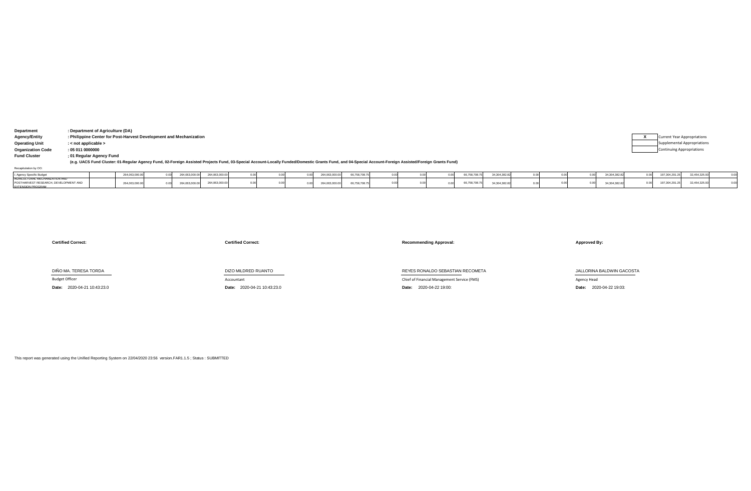**Department** : **Department of Agriculture (DA)**
**Agency/Entity** : **Philippine Center for Post-Harvest Development and Mechanization**
**Operating Unit** : **< not applicable >**
**Organization Code** : **05 011 0000000**
**Fund Cluster** : **01 Regular Agency Fund**

**(e.g. UACS Fund Cluster: 01-Regular Agency Fund, 02-Foreign Assisted Projects Fund, 03-Special Account-Locally Funded/Domestic Grants Fund, and 04-Special Account-Foreign Assisted/Foreign Grants Fund)**

| X | Current Year Appropriations |
|---|---|
| | Supplemental Appropriations |
| | Continuing Appropriations |

Recapitulation by OO:

| | | | | | | | | | | | | | | | | | | | | | | | | |
|---|---|---|---|---|---|---|---|---|---|---|---|---|---|---|---|---|---|---|---|---|---|---|---|---|
| I. Agency Specific Budget | | 264,063,000.00 | 0.00 | 264,063,000.00 | 264,063,000.00 | 0.00 | 0.00 | 0.00 | 264,063,000.00 | 66,758,708.75 | 0.00 | 0.00 | 0.00 | 66,758,708.75 | 34,304,382.82 | 0.00 | 0.00 | 0.00 | 34,304,382.82 | 0.00 | 197,304,291.25 | 32,454,325.93 | 0.00 |
| AGRICULTURAL MECHANIZATION AND POSTHARVEST RESEARCH, DEVELOPMENT AND EXTENSION PROGRAM | | 264,063,000.00 | 0.00 | 264,063,000.00 | 264,063,000.00 | 0.00 | 0.00 | 0.00 | 264,063,000.00 | 66,758,708.75 | 0.00 | 0.00 | 0.00 | 66,758,708.75 | 34,304,382.82 | 0.00 | 0.00 | 0.00 | 34,304,382.82 | 0.00 | 197,304,291.25 | 32,454,325.93 | 0.00 |

| Certified Correct: | Certified Correct: | Recommending Approval: | Approved By: |
|---|---|---|---|
| DIÑO MA. TERESA TORDA | DIZO MILDRED RUANTO | REYES RONALDO SEBASTIAN RECOMETA | JALLORINA BALDWIN GACOSTA |
| Budget Officer | Accountant | Chief of Financial Management Service (FMS) | Agency Head |
| **Date:** 2020-04-21 10:43:23.0 | **Date:** 2020-04-21 10:43:23.0 | **Date:** 2020-04-22 19:00: | **Date:** 2020-04-22 19:03: |

This report was generated using the Unified Reporting System on 22/04/2020 23:56 version.FAR1.1.5 ; Status : SUBMITTED